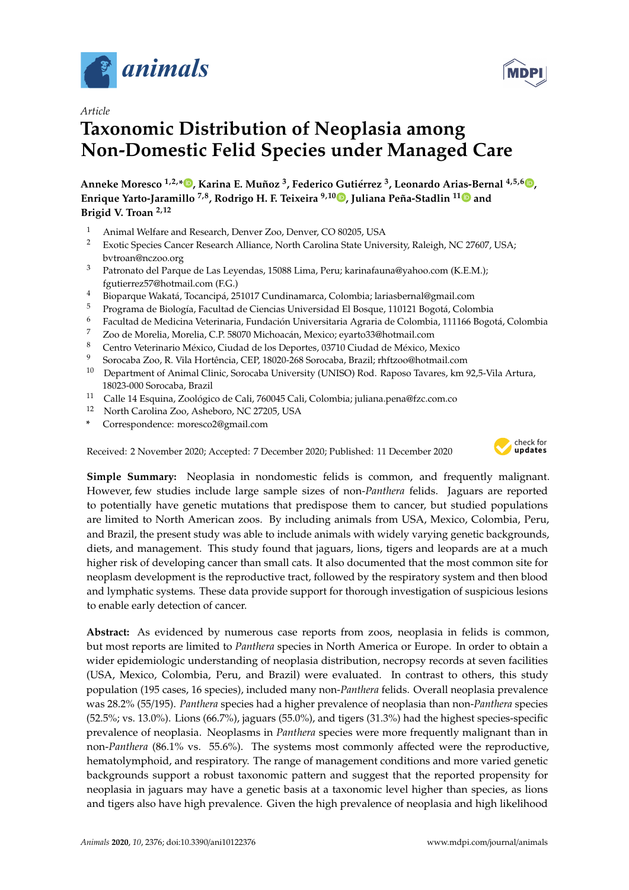Article

# Taxonomic Distribution of Neoplasia among Non-Domestic Felid Species under Managed Care

**Anneke Moresco [1,2,*], Karina E. Muñoz [3], Federico Gutiérrez [3], Leonardo Arias-Bernal [4,5,6], Enrique Yarto-Jaramillo [7,8], Rodrigo H. F. Teixeira [9,10], Juliana Peña-Stadlin [11] and Brigid V. Troan [2,12]**

1. Animal Welfare and Research, Denver Zoo, Denver, CO 80205, USA
2. Exotic Species Cancer Research Alliance, North Carolina State University, Raleigh, NC 27607, USA; bvtroan@nczoo.org
3. Patronato del Parque de Las Leyendas, 15088 Lima, Peru; karinafauna@yahoo.com (K.E.M.); fgutierrez57@hotmail.com (F.G.)
4. Bioparque Wakatá, Tocancipá, 251017 Cundinamarca, Colombia; lariasbernal@gmail.com
5. Programa de Biología, Facultad de Ciencias Universidad El Bosque, 110121 Bogotá, Colombia
6. Facultad de Medicina Veterinaria, Fundación Universitaria Agraria de Colombia, 111166 Bogotá, Colombia
7. Zoo de Morelia, Morelia, C.P. 58070 Michoacán, Mexico; eyarto33@hotmail.com
8. Centro Veterinario México, Ciudad de los Deportes, 03710 Ciudad de México, Mexico
9. Sorocaba Zoo, R. Vila Hortência, CEP, 18020-268 Sorocaba, Brazil; rhftzoo@hotmail.com
10. Department of Animal Clinic, Sorocaba University (UNISO) Rod. Raposo Tavares, km 92,5-Vila Artura, 18023-000 Sorocaba, Brazil
11. Calle 14 Esquina, Zoológico de Cali, 760045 Cali, Colombia; juliana.pena@fzc.com.co
12. North Carolina Zoo, Asheboro, NC 27205, USA

\* Correspondence: moresco2@gmail.com

Received: 2 November 2020; Accepted: 7 December 2020; Published: 11 December 2020

**Simple Summary:** Neoplasia in nondomestic felids is common, and frequently malignant. However, few studies include large sample sizes of non-*Panthera* felids. Jaguars are reported to potentially have genetic mutations that predispose them to cancer, but studied populations are limited to North American zoos. By including animals from USA, Mexico, Colombia, Peru, and Brazil, the present study was able to include animals with widely varying genetic backgrounds, diets, and management. This study found that jaguars, lions, tigers and leopards are at a much higher risk of developing cancer than small cats. It also documented that the most common site for neoplasm development is the reproductive tract, followed by the respiratory system and then blood and lymphatic systems. These data provide support for thorough investigation of suspicious lesions to enable early detection of cancer.

**Abstract:** As evidenced by numerous case reports from zoos, neoplasia in felids is common, but most reports are limited to *Panthera* species in North America or Europe. In order to obtain a wider epidemiologic understanding of neoplasia distribution, necropsy records at seven facilities (USA, Mexico, Colombia, Peru, and Brazil) were evaluated. In contrast to others, this study population (195 cases, 16 species), included many non-*Panthera* felids. Overall neoplasia prevalence was 28.2% (55/195). *Panthera* species had a higher prevalence of neoplasia than non-*Panthera* species (52.5%; vs. 13.0%). Lions (66.7%), jaguars (55.0%), and tigers (31.3%) had the highest species-specific prevalence of neoplasia. Neoplasms in *Panthera* species were more frequently malignant than in non-*Panthera* (86.1% vs. 55.6%). The systems most commonly affected were the reproductive, hematolymphoid, and respiratory. The range of management conditions and more varied genetic backgrounds support a robust taxonomic pattern and suggest that the reported propensity for neoplasia in jaguars may have a genetic basis at a taxonomic level higher than species, as lions and tigers also have high prevalence. Given the high prevalence of neoplasia and high likelihood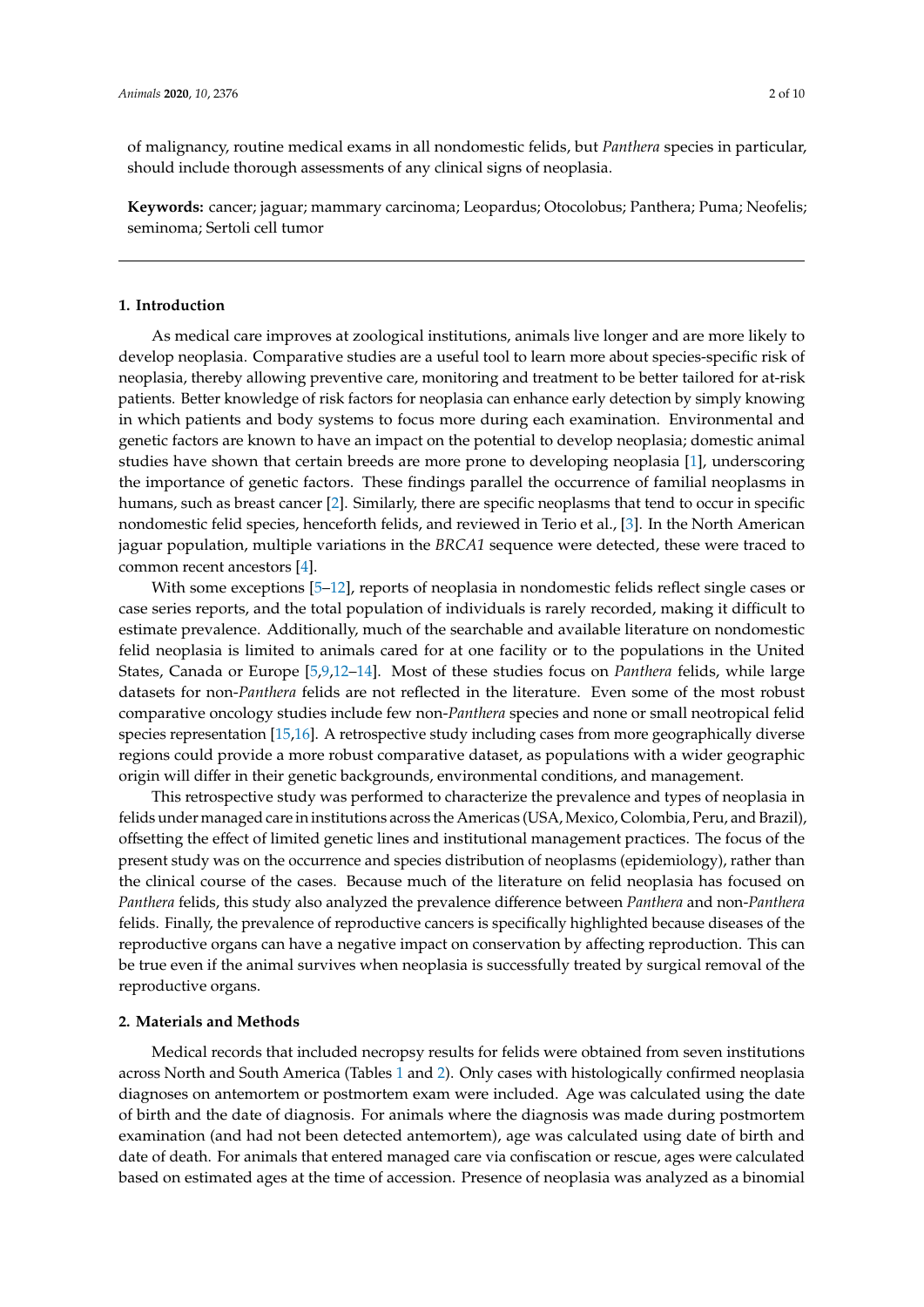of malignancy, routine medical exams in all nondomestic felids, but *Panthera* species in particular, should include thorough assessments of any clinical signs of neoplasia.

**Keywords:** cancer; jaguar; mammary carcinoma; Leopardus; Otocolobus; Panthera; Puma; Neofelis; seminoma; Sertoli cell tumor

## 1. Introduction

As medical care improves at zoological institutions, animals live longer and are more likely to develop neoplasia. Comparative studies are a useful tool to learn more about species-specific risk of neoplasia, thereby allowing preventive care, monitoring and treatment to be better tailored for at-risk patients. Better knowledge of risk factors for neoplasia can enhance early detection by simply knowing in which patients and body systems to focus more during each examination. Environmental and genetic factors are known to have an impact on the potential to develop neoplasia; domestic animal studies have shown that certain breeds are more prone to developing neoplasia [1], underscoring the importance of genetic factors. These findings parallel the occurrence of familial neoplasms in humans, such as breast cancer [2]. Similarly, there are specific neoplasms that tend to occur in specific nondomestic felid species, henceforth felids, and reviewed in Terio et al., [3]. In the North American jaguar population, multiple variations in the *BRCA1* sequence were detected, these were traced to common recent ancestors [4].

With some exceptions [5–12], reports of neoplasia in nondomestic felids reflect single cases or case series reports, and the total population of individuals is rarely recorded, making it difficult to estimate prevalence. Additionally, much of the searchable and available literature on nondomestic felid neoplasia is limited to animals cared for at one facility or to the populations in the United States, Canada or Europe [5,9,12–14]. Most of these studies focus on *Panthera* felids, while large datasets for non-*Panthera* felids are not reflected in the literature. Even some of the most robust comparative oncology studies include few non-*Panthera* species and none or small neotropical felid species representation [15,16]. A retrospective study including cases from more geographically diverse regions could provide a more robust comparative dataset, as populations with a wider geographic origin will differ in their genetic backgrounds, environmental conditions, and management.

This retrospective study was performed to characterize the prevalence and types of neoplasia in felids under managed care in institutions across the Americas (USA, Mexico, Colombia, Peru, and Brazil), offsetting the effect of limited genetic lines and institutional management practices. The focus of the present study was on the occurrence and species distribution of neoplasms (epidemiology), rather than the clinical course of the cases. Because much of the literature on felid neoplasia has focused on *Panthera* felids, this study also analyzed the prevalence difference between *Panthera* and non-*Panthera* felids. Finally, the prevalence of reproductive cancers is specifically highlighted because diseases of the reproductive organs can have a negative impact on conservation by affecting reproduction. This can be true even if the animal survives when neoplasia is successfully treated by surgical removal of the reproductive organs.

## 2. Materials and Methods

Medical records that included necropsy results for felids were obtained from seven institutions across North and South America (Tables 1 and 2). Only cases with histologically confirmed neoplasia diagnoses on antemortem or postmortem exam were included. Age was calculated using the date of birth and the date of diagnosis. For animals where the diagnosis was made during postmortem examination (and had not been detected antemortem), age was calculated using date of birth and date of death. For animals that entered managed care via confiscation or rescue, ages were calculated based on estimated ages at the time of accession. Presence of neoplasia was analyzed as a binomial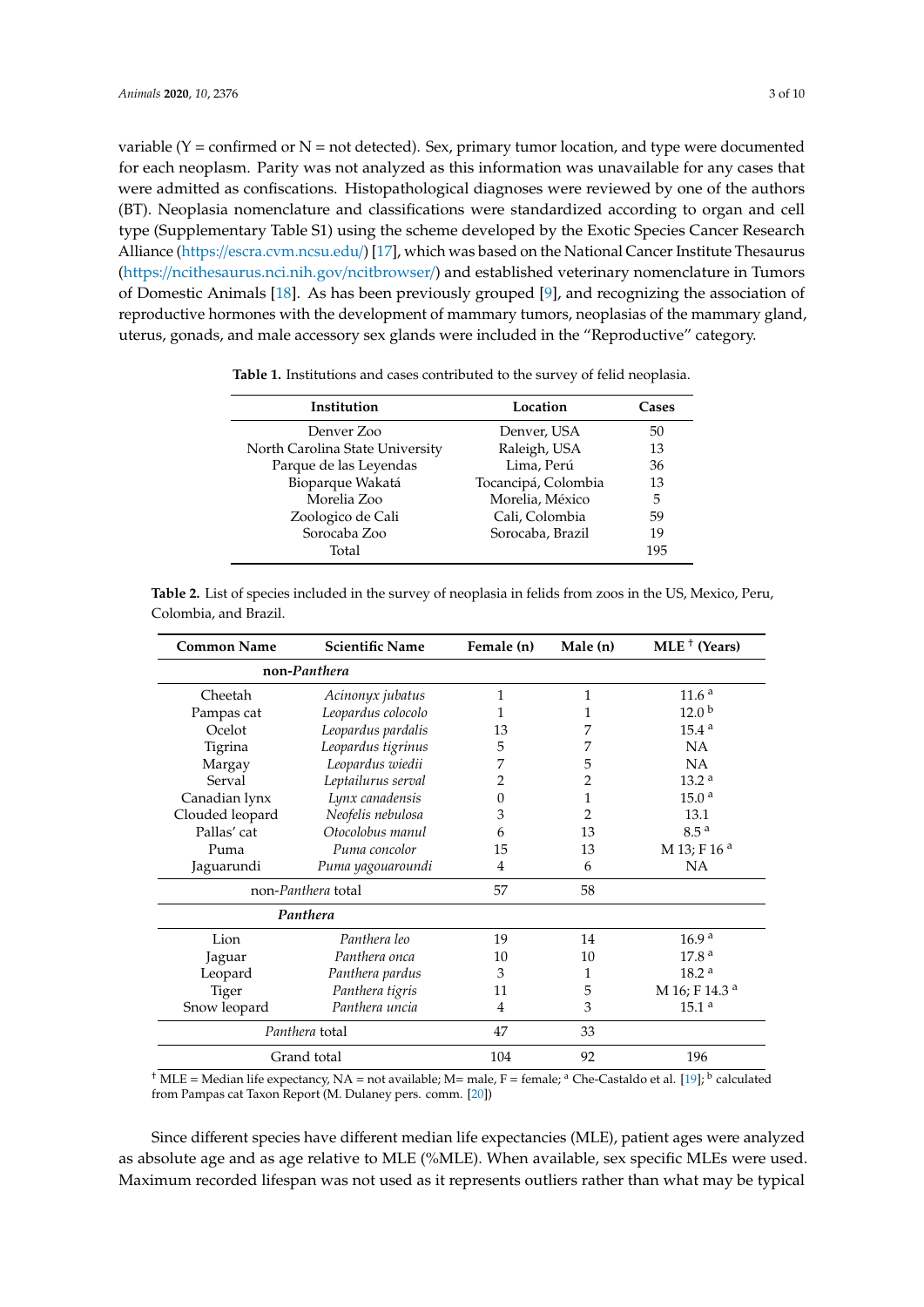variable (Y = confirmed or N = not detected). Sex, primary tumor location, and type were documented for each neoplasm. Parity was not analyzed as this information was unavailable for any cases that were admitted as confiscations. Histopathological diagnoses were reviewed by one of the authors (BT). Neoplasia nomenclature and classifications were standardized according to organ and cell type (Supplementary Table S1) using the scheme developed by the Exotic Species Cancer Research Alliance (https://escra.cvm.ncsu.edu/) [17], which was based on the National Cancer Institute Thesaurus (https://ncithesaurus.nci.nih.gov/ncitbrowser/) and established veterinary nomenclature in Tumors of Domestic Animals [18]. As has been previously grouped [9], and recognizing the association of reproductive hormones with the development of mammary tumors, neoplasias of the mammary gland, uterus, gonads, and male accessory sex glands were included in the "Reproductive" category.

**Table 1.** Institutions and cases contributed to the survey of felid neoplasia.

| Institution | Location | Cases |
|---|---|---|
| Denver Zoo | Denver, USA | 50 |
| North Carolina State University | Raleigh, USA | 13 |
| Parque de las Leyendas | Lima, Perú | 36 |
| Bioparque Wakatá | Tocancipá, Colombia | 13 |
| Morelia Zoo | Morelia, México | 5 |
| Zoologico de Cali | Cali, Colombia | 59 |
| Sorocaba Zoo | Sorocaba, Brazil | 19 |
| Total | | 195 |

**Table 2.** List of species included in the survey of neoplasia in felids from zoos in the US, Mexico, Peru, Colombia, and Brazil.

| Common Name | Scientific Name | Female (n) | Male (n) | MLE † (Years) |
|---|---|---|---|---|
| **non-*Panthera*** | | | | |
| Cheetah | *Acinonyx jubatus* | 1 | 1 | 11.6 [a] |
| Pampas cat | *Leopardus colocolo* | 1 | 1 | 12.0 [b] |
| Ocelot | *Leopardus pardalis* | 13 | 7 | 15.4 [a] |
| Tigrina | *Leopardus tigrinus* | 5 | 7 | NA |
| Margay | *Leopardus wiedii* | 7 | 5 | NA |
| Serval | *Leptailurus serval* | 2 | 2 | 13.2 [a] |
| Canadian lynx | *Lynx canadensis* | 0 | 1 | 15.0 [a] |
| Clouded leopard | *Neofelis nebulosa* | 3 | 2 | 13.1 |
| Pallas' cat | *Otocolobus manul* | 6 | 13 | 8.5 [a] |
| Puma | *Puma concolor* | 15 | 13 | M 13; F 16 [a] |
| Jaguarundi | *Puma yagouaroundi* | 4 | 6 | NA |
| non-*Panthera* total | | 57 | 58 | |
| ***Panthera*** | | | | |
| Lion | *Panthera leo* | 19 | 14 | 16.9 [a] |
| Jaguar | *Panthera onca* | 10 | 10 | 17.8 [a] |
| Leopard | *Panthera pardus* | 3 | 1 | 18.2 [a] |
| Tiger | *Panthera tigris* | 11 | 5 | M 16; F 14.3 [a] |
| Snow leopard | *Panthera uncia* | 4 | 3 | 15.1 [a] |
| *Panthera* total | | 47 | 33 | |
| Grand total | | 104 | 92 | 196 |

† MLE = Median life expectancy, NA = not available; M= male, F = female; [a] Che-Castaldo et al. [19]; [b] calculated from Pampas cat Taxon Report (M. Dulaney pers. comm. [20])

Since different species have different median life expectancies (MLE), patient ages were analyzed as absolute age and as age relative to MLE (%MLE). When available, sex specific MLEs were used. Maximum recorded lifespan was not used as it represents outliers rather than what may be typical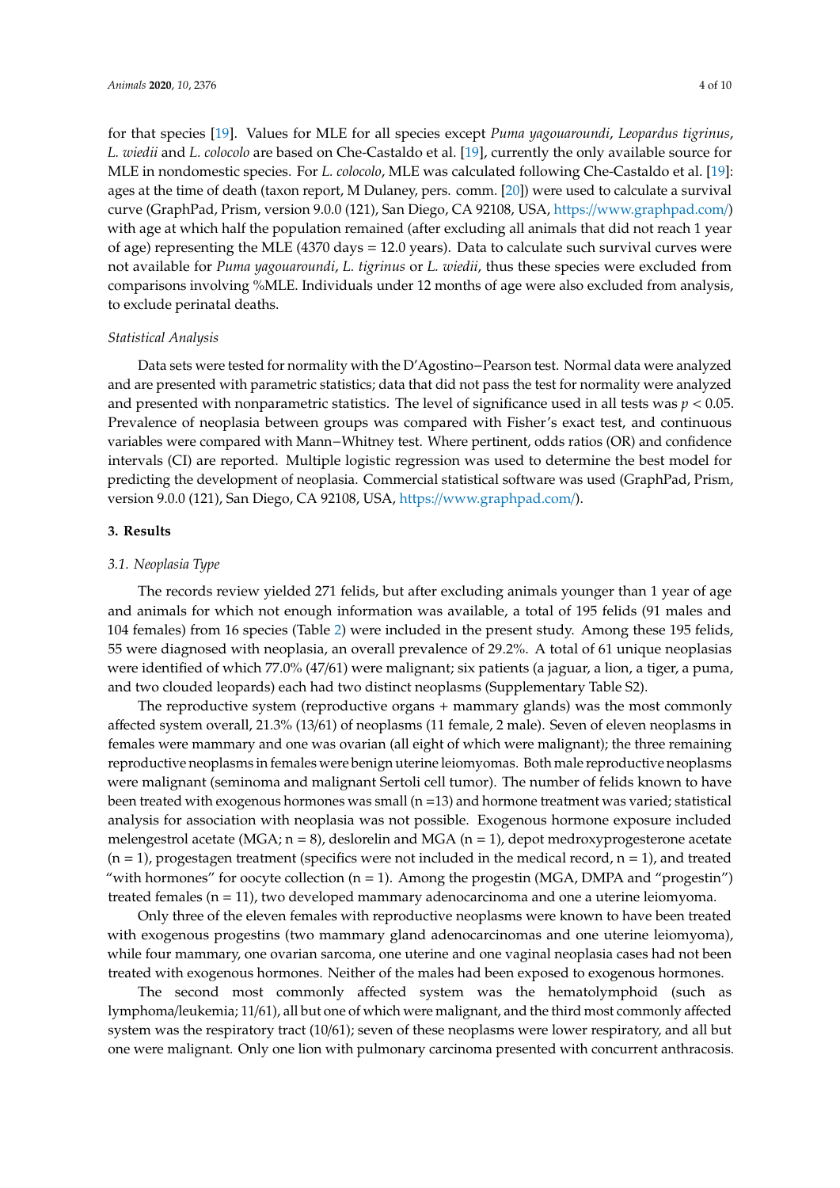for that species [19]. Values for MLE for all species except *Puma yagouaroundi*, *Leopardus tigrinus*, *L. wiedii* and *L. colocolo* are based on Che-Castaldo et al. [19], currently the only available source for MLE in nondomestic species. For *L. colocolo*, MLE was calculated following Che-Castaldo et al. [19]: ages at the time of death (taxon report, M Dulaney, pers. comm. [20]) were used to calculate a survival curve (GraphPad, Prism, version 9.0.0 (121), San Diego, CA 92108, USA, https://www.graphpad.com/) with age at which half the population remained (after excluding all animals that did not reach 1 year of age) representing the MLE (4370 days = 12.0 years). Data to calculate such survival curves were not available for *Puma yagouaroundi*, *L. tigrinus* or *L. wiedii*, thus these species were excluded from comparisons involving %MLE. Individuals under 12 months of age were also excluded from analysis, to exclude perinatal deaths.

*Statistical Analysis*

Data sets were tested for normality with the D'Agostino−Pearson test. Normal data were analyzed and are presented with parametric statistics; data that did not pass the test for normality were analyzed and presented with nonparametric statistics. The level of significance used in all tests was $p < 0.05$. Prevalence of neoplasia between groups was compared with Fisher's exact test, and continuous variables were compared with Mann−Whitney test. Where pertinent, odds ratios (OR) and confidence intervals (CI) are reported. Multiple logistic regression was used to determine the best model for predicting the development of neoplasia. Commercial statistical software was used (GraphPad, Prism, version 9.0.0 (121), San Diego, CA 92108, USA, https://www.graphpad.com/).

## 3. Results

### 3.1. Neoplasia Type

The records review yielded 271 felids, but after excluding animals younger than 1 year of age and animals for which not enough information was available, a total of 195 felids (91 males and 104 females) from 16 species (Table 2) were included in the present study. Among these 195 felids, 55 were diagnosed with neoplasia, an overall prevalence of 29.2%. A total of 61 unique neoplasias were identified of which 77.0% (47/61) were malignant; six patients (a jaguar, a lion, a tiger, a puma, and two clouded leopards) each had two distinct neoplasms (Supplementary Table S2).

The reproductive system (reproductive organs + mammary glands) was the most commonly affected system overall, 21.3% (13/61) of neoplasms (11 female, 2 male). Seven of eleven neoplasms in females were mammary and one was ovarian (all eight of which were malignant); the three remaining reproductive neoplasms in females were benign uterine leiomyomas. Both male reproductive neoplasms were malignant (seminoma and malignant Sertoli cell tumor). The number of felids known to have been treated with exogenous hormones was small (n =13) and hormone treatment was varied; statistical analysis for association with neoplasia was not possible. Exogenous hormone exposure included melengestrol acetate (MGA; n = 8), deslorelin and MGA (n = 1), depot medroxyprogesterone acetate (n = 1), progestagen treatment (specifics were not included in the medical record, n = 1), and treated "with hormones" for oocyte collection (n = 1). Among the progestin (MGA, DMPA and "progestin") treated females (n = 11), two developed mammary adenocarcinoma and one a uterine leiomyoma.

Only three of the eleven females with reproductive neoplasms were known to have been treated with exogenous progestins (two mammary gland adenocarcinomas and one uterine leiomyoma), while four mammary, one ovarian sarcoma, one uterine and one vaginal neoplasia cases had not been treated with exogenous hormones. Neither of the males had been exposed to exogenous hormones.

The second most commonly affected system was the hematolymphoid (such as lymphoma/leukemia; 11/61), all but one of which were malignant, and the third most commonly affected system was the respiratory tract (10/61); seven of these neoplasms were lower respiratory, and all but one were malignant. Only one lion with pulmonary carcinoma presented with concurrent anthracosis.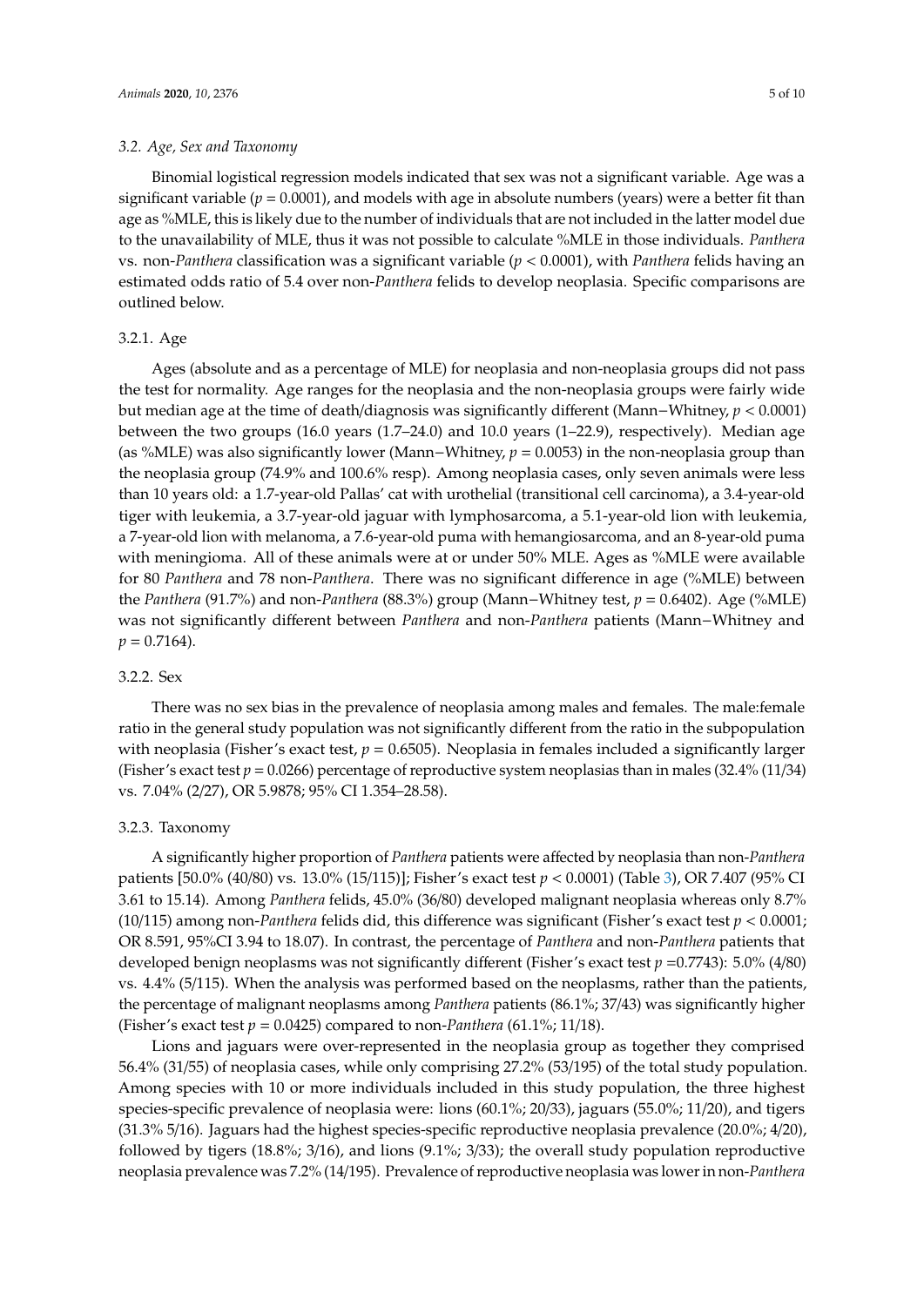### 3.2. Age, Sex and Taxonomy

Binomial logistical regression models indicated that sex was not a significant variable. Age was a significant variable ($p = 0.0001$), and models with age in absolute numbers (years) were a better fit than age as %MLE, this is likely due to the number of individuals that are not included in the latter model due to the unavailability of MLE, thus it was not possible to calculate %MLE in those individuals. *Panthera* vs. non-*Panthera* classification was a significant variable ($p < 0.0001$), with *Panthera* felids having an estimated odds ratio of 5.4 over non-*Panthera* felids to develop neoplasia. Specific comparisons are outlined below.

#### 3.2.1. Age

Ages (absolute and as a percentage of MLE) for neoplasia and non-neoplasia groups did not pass the test for normality. Age ranges for the neoplasia and the non-neoplasia groups were fairly wide but median age at the time of death/diagnosis was significantly different (Mann−Whitney, $p < 0.0001$) between the two groups (16.0 years (1.7–24.0) and 10.0 years (1–22.9), respectively). Median age (as %MLE) was also significantly lower (Mann−Whitney, $p = 0.0053$) in the non-neoplasia group than the neoplasia group (74.9% and 100.6% resp). Among neoplasia cases, only seven animals were less than 10 years old: a 1.7-year-old Pallas' cat with urothelial (transitional cell carcinoma), a 3.4-year-old tiger with leukemia, a 3.7-year-old jaguar with lymphosarcoma, a 5.1-year-old lion with leukemia, a 7-year-old lion with melanoma, a 7.6-year-old puma with hemangiosarcoma, and an 8-year-old puma with meningioma. All of these animals were at or under 50% MLE. Ages as %MLE were available for 80 *Panthera* and 78 non-*Panthera*. There was no significant difference in age (%MLE) between the *Panthera* (91.7%) and non-*Panthera* (88.3%) group (Mann−Whitney test, $p = 0.6402$). Age (%MLE) was not significantly different between *Panthera* and non-*Panthera* patients (Mann−Whitney and $p = 0.7164$).

#### 3.2.2. Sex

There was no sex bias in the prevalence of neoplasia among males and females. The male:female ratio in the general study population was not significantly different from the ratio in the subpopulation with neoplasia (Fisher's exact test, $p = 0.6505$). Neoplasia in females included a significantly larger (Fisher's exact test $p = 0.0266$) percentage of reproductive system neoplasias than in males (32.4% (11/34) vs. 7.04% (2/27), OR 5.9878; 95% CI 1.354–28.58).

#### 3.2.3. Taxonomy

A significantly higher proportion of *Panthera* patients were affected by neoplasia than non-*Panthera* patients [50.0% (40/80) vs. 13.0% (15/115)]; Fisher's exact test $p < 0.0001$) (Table 3), OR 7.407 (95% CI 3.61 to 15.14). Among *Panthera* felids, 45.0% (36/80) developed malignant neoplasia whereas only 8.7% (10/115) among non-*Panthera* felids did, this difference was significant (Fisher's exact test $p < 0.0001$; OR 8.591, 95%CI 3.94 to 18.07). In contrast, the percentage of *Panthera* and non-*Panthera* patients that developed benign neoplasms was not significantly different (Fisher's exact test $p = 0.7743$): 5.0% (4/80) vs. 4.4% (5/115). When the analysis was performed based on the neoplasms, rather than the patients, the percentage of malignant neoplasms among *Panthera* patients (86.1%; 37/43) was significantly higher (Fisher's exact test $p = 0.0425$) compared to non-*Panthera* (61.1%; 11/18).

Lions and jaguars were over-represented in the neoplasia group as together they comprised 56.4% (31/55) of neoplasia cases, while only comprising 27.2% (53/195) of the total study population. Among species with 10 or more individuals included in this study population, the three highest species-specific prevalence of neoplasia were: lions (60.1%; 20/33), jaguars (55.0%; 11/20), and tigers (31.3% 5/16). Jaguars had the highest species-specific reproductive neoplasia prevalence (20.0%; 4/20), followed by tigers (18.8%; 3/16), and lions (9.1%; 3/33); the overall study population reproductive neoplasia prevalence was 7.2% (14/195). Prevalence of reproductive neoplasia was lower in non-*Panthera*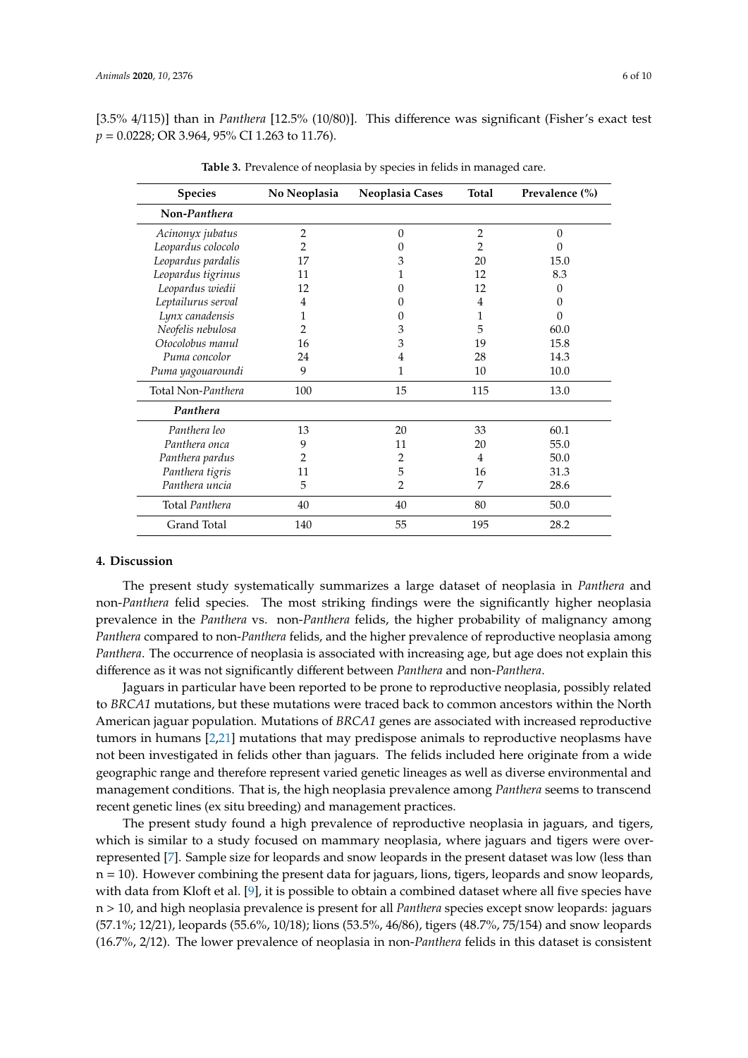[3.5% 4/115)] than in *Panthera* [12.5% (10/80)]. This difference was significant (Fisher's exact test $p = 0.0228$; OR 3.964, 95% CI 1.263 to 11.76).

**Table 3.** Prevalence of neoplasia by species in felids in managed care.

| Species | No Neoplasia | Neoplasia Cases | Total | Prevalence (%) |
|---|---|---|---|---|
| **Non-*Panthera*** | | | | |
| *Acinonyx jubatus* | 2 | 0 | 2 | 0 |
| *Leopardus colocolo* | 2 | 0 | 2 | 0 |
| *Leopardus pardalis* | 17 | 3 | 20 | 15.0 |
| *Leopardus tigrinus* | 11 | 1 | 12 | 8.3 |
| *Leopardus wiedii* | 12 | 0 | 12 | 0 |
| *Leptailurus serval* | 4 | 0 | 4 | 0 |
| *Lynx canadensis* | 1 | 0 | 1 | 0 |
| *Neofelis nebulosa* | 2 | 3 | 5 | 60.0 |
| *Otocolobus manul* | 16 | 3 | 19 | 15.8 |
| *Puma concolor* | 24 | 4 | 28 | 14.3 |
| *Puma yagouaroundi* | 9 | 1 | 10 | 10.0 |
| Total Non-*Panthera* | 100 | 15 | 115 | 13.0 |
| ***Panthera*** | | | | |
| *Panthera leo* | 13 | 20 | 33 | 60.1 |
| *Panthera onca* | 9 | 11 | 20 | 55.0 |
| *Panthera pardus* | 2 | 2 | 4 | 50.0 |
| *Panthera tigris* | 11 | 5 | 16 | 31.3 |
| *Panthera uncia* | 5 | 2 | 7 | 28.6 |
| Total *Panthera* | 40 | 40 | 80 | 50.0 |
| Grand Total | 140 | 55 | 195 | 28.2 |

## 4. Discussion

The present study systematically summarizes a large dataset of neoplasia in *Panthera* and non-*Panthera* felid species. The most striking findings were the significantly higher neoplasia prevalence in the *Panthera* vs. non-*Panthera* felids, the higher probability of malignancy among *Panthera* compared to non-*Panthera* felids, and the higher prevalence of reproductive neoplasia among *Panthera*. The occurrence of neoplasia is associated with increasing age, but age does not explain this difference as it was not significantly different between *Panthera* and non-*Panthera*.

Jaguars in particular have been reported to be prone to reproductive neoplasia, possibly related to *BRCA1* mutations, but these mutations were traced back to common ancestors within the North American jaguar population. Mutations of *BRCA1* genes are associated with increased reproductive tumors in humans [2,21] mutations that may predispose animals to reproductive neoplasms have not been investigated in felids other than jaguars. The felids included here originate from a wide geographic range and therefore represent varied genetic lineages as well as diverse environmental and management conditions. That is, the high neoplasia prevalence among *Panthera* seems to transcend recent genetic lines (ex situ breeding) and management practices.

The present study found a high prevalence of reproductive neoplasia in jaguars, and tigers, which is similar to a study focused on mammary neoplasia, where jaguars and tigers were over-represented [7]. Sample size for leopards and snow leopards in the present dataset was low (less than n = 10). However combining the present data for jaguars, lions, tigers, leopards and snow leopards, with data from Kloft et al. [9], it is possible to obtain a combined dataset where all five species have n > 10, and high neoplasia prevalence is present for all *Panthera* species except snow leopards: jaguars (57.1%; 12/21), leopards (55.6%, 10/18); lions (53.5%, 46/86), tigers (48.7%, 75/154) and snow leopards (16.7%, 2/12). The lower prevalence of neoplasia in non-*Panthera* felids in this dataset is consistent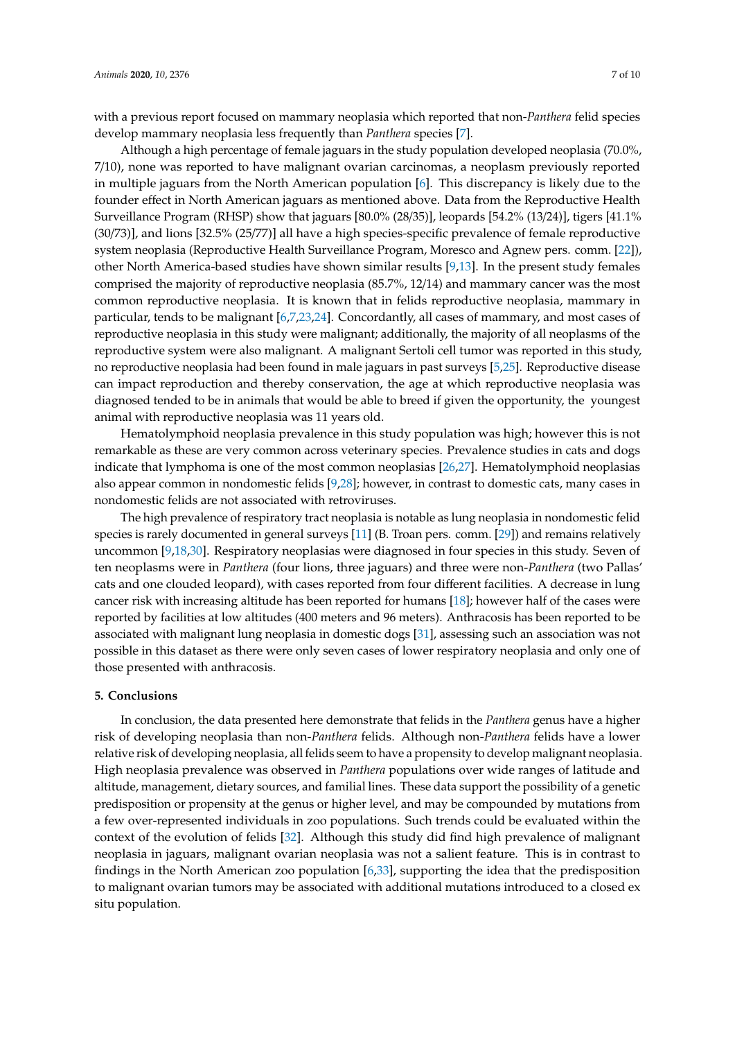with a previous report focused on mammary neoplasia which reported that non-*Panthera* felid species develop mammary neoplasia less frequently than *Panthera* species [7].

Although a high percentage of female jaguars in the study population developed neoplasia (70.0%, 7/10), none was reported to have malignant ovarian carcinomas, a neoplasm previously reported in multiple jaguars from the North American population [6]. This discrepancy is likely due to the founder effect in North American jaguars as mentioned above. Data from the Reproductive Health Surveillance Program (RHSP) show that jaguars [80.0% (28/35)], leopards [54.2% (13/24)], tigers [41.1% (30/73)], and lions [32.5% (25/77)] all have a high species-specific prevalence of female reproductive system neoplasia (Reproductive Health Surveillance Program, Moresco and Agnew pers. comm. [22]), other North America-based studies have shown similar results [9,13]. In the present study females comprised the majority of reproductive neoplasia (85.7%, 12/14) and mammary cancer was the most common reproductive neoplasia. It is known that in felids reproductive neoplasia, mammary in particular, tends to be malignant [6,7,23,24]. Concordantly, all cases of mammary, and most cases of reproductive neoplasia in this study were malignant; additionally, the majority of all neoplasms of the reproductive system were also malignant. A malignant Sertoli cell tumor was reported in this study, no reproductive neoplasia had been found in male jaguars in past surveys [5,25]. Reproductive disease can impact reproduction and thereby conservation, the age at which reproductive neoplasia was diagnosed tended to be in animals that would be able to breed if given the opportunity, the youngest animal with reproductive neoplasia was 11 years old.

Hematolymphoid neoplasia prevalence in this study population was high; however this is not remarkable as these are very common across veterinary species. Prevalence studies in cats and dogs indicate that lymphoma is one of the most common neoplasias [26,27]. Hematolymphoid neoplasias also appear common in nondomestic felids [9,28]; however, in contrast to domestic cats, many cases in nondomestic felids are not associated with retroviruses.

The high prevalence of respiratory tract neoplasia is notable as lung neoplasia in nondomestic felid species is rarely documented in general surveys [11] (B. Troan pers. comm. [29]) and remains relatively uncommon [9,18,30]. Respiratory neoplasias were diagnosed in four species in this study. Seven of ten neoplasms were in *Panthera* (four lions, three jaguars) and three were non-*Panthera* (two Pallas' cats and one clouded leopard), with cases reported from four different facilities. A decrease in lung cancer risk with increasing altitude has been reported for humans [18]; however half of the cases were reported by facilities at low altitudes (400 meters and 96 meters). Anthracosis has been reported to be associated with malignant lung neoplasia in domestic dogs [31], assessing such an association was not possible in this dataset as there were only seven cases of lower respiratory neoplasia and only one of those presented with anthracosis.

## 5. Conclusions

In conclusion, the data presented here demonstrate that felids in the *Panthera* genus have a higher risk of developing neoplasia than non-*Panthera* felids. Although non-*Panthera* felids have a lower relative risk of developing neoplasia, all felids seem to have a propensity to develop malignant neoplasia. High neoplasia prevalence was observed in *Panthera* populations over wide ranges of latitude and altitude, management, dietary sources, and familial lines. These data support the possibility of a genetic predisposition or propensity at the genus or higher level, and may be compounded by mutations from a few over-represented individuals in zoo populations. Such trends could be evaluated within the context of the evolution of felids [32]. Although this study did find high prevalence of malignant neoplasia in jaguars, malignant ovarian neoplasia was not a salient feature. This is in contrast to findings in the North American zoo population [6,33], supporting the idea that the predisposition to malignant ovarian tumors may be associated with additional mutations introduced to a closed ex situ population.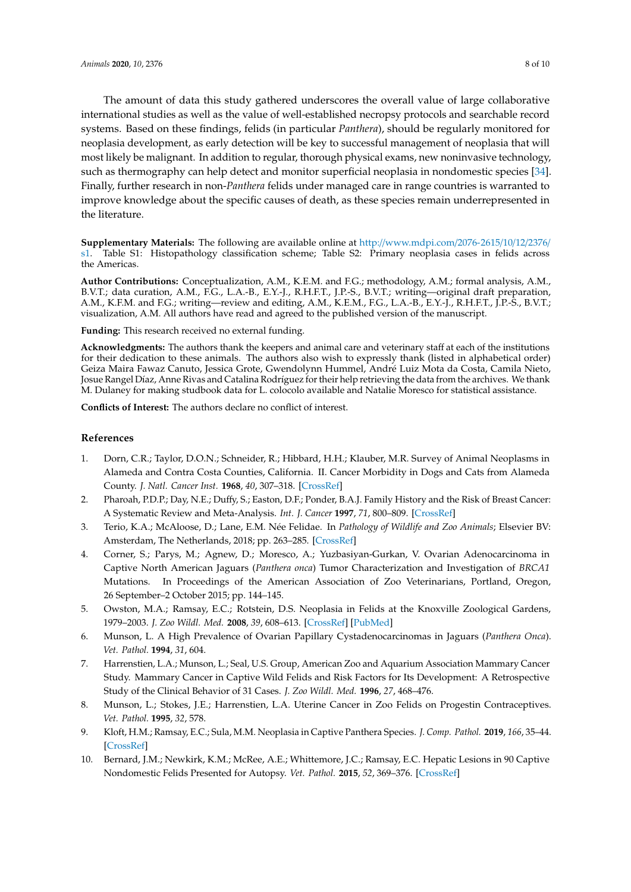The amount of data this study gathered underscores the overall value of large collaborative international studies as well as the value of well-established necropsy protocols and searchable record systems. Based on these findings, felids (in particular *Panthera*), should be regularly monitored for neoplasia development, as early detection will be key to successful management of neoplasia that will most likely be malignant. In addition to regular, thorough physical exams, new noninvasive technology, such as thermography can help detect and monitor superficial neoplasia in nondomestic species [34]. Finally, further research in non-*Panthera* felids under managed care in range countries is warranted to improve knowledge about the specific causes of death, as these species remain underrepresented in the literature.

**Supplementary Materials:** The following are available online at http://www.mdpi.com/2076-2615/10/12/2376/s1. Table S1: Histopathology classification scheme; Table S2: Primary neoplasia cases in felids across the Americas.

**Author Contributions:** Conceptualization, A.M., K.E.M. and F.G.; methodology, A.M.; formal analysis, A.M., B.V.T.; data curation, A.M., F.G., L.A.-B., E.Y.-J., R.H.F.T., J.P.-S., B.V.T.; writing—original draft preparation, A.M., K.F.M. and F.G.; writing—review and editing, A.M., K.E.M., F.G., L.A.-B., E.Y.-J., R.H.F.T., J.P.-S., B.V.T.; visualization, A.M. All authors have read and agreed to the published version of the manuscript.

**Funding:** This research received no external funding.

**Acknowledgments:** The authors thank the keepers and animal care and veterinary staff at each of the institutions for their dedication to these animals. The authors also wish to expressly thank (listed in alphabetical order) Geiza Maira Fawaz Canuto, Jessica Grote, Gwendolynn Hummel, André Luiz Mota da Costa, Camila Nieto, Josue Rangel Díaz, Anne Rivas and Catalina Rodríguez for their help retrieving the data from the archives. We thank M. Dulaney for making studbook data for L. colocolo available and Natalie Moresco for statistical assistance.

**Conflicts of Interest:** The authors declare no conflict of interest.

## References

1. Dorn, C.R.; Taylor, D.O.N.; Schneider, R.; Hibbard, H.H.; Klauber, M.R. Survey of Animal Neoplasms in Alameda and Contra Costa Counties, California. II. Cancer Morbidity in Dogs and Cats from Alameda County. *J. Natl. Cancer Inst.* **1968**, *40*, 307–318. [CrossRef]
2. Pharoah, P.D.P.; Day, N.E.; Duffy, S.; Easton, D.F.; Ponder, B.A.J. Family History and the Risk of Breast Cancer: A Systematic Review and Meta-Analysis. *Int. J. Cancer* **1997**, *71*, 800–809. [CrossRef]
3. Terio, K.A.; McAloose, D.; Lane, E.M. Née Felidae. In *Pathology of Wildlife and Zoo Animals*; Elsevier BV: Amsterdam, The Netherlands, 2018; pp. 263–285. [CrossRef]
4. Corner, S.; Parys, M.; Agnew, D.; Moresco, A.; Yuzbasiyan-Gurkan, V. Ovarian Adenocarcinoma in Captive North American Jaguars (*Panthera onca*) Tumor Characterization and Investigation of *BRCA1* Mutations. In Proceedings of the American Association of Zoo Veterinarians, Portland, Oregon, 26 September–2 October 2015; pp. 144–145.
5. Owston, M.A.; Ramsay, E.C.; Rotstein, D.S. Neoplasia in Felids at the Knoxville Zoological Gardens, 1979–2003. *J. Zoo Wildl. Med.* **2008**, *39*, 608–613. [CrossRef] [PubMed]
6. Munson, L. A High Prevalence of Ovarian Papillary Cystadenocarcinomas in Jaguars (*Panthera Onca*). *Vet. Pathol.* **1994**, *31*, 604.
7. Harrenstien, L.A.; Munson, L.; Seal, U.S. Group, American Zoo and Aquarium Association Mammary Cancer Study. Mammary Cancer in Captive Wild Felids and Risk Factors for Its Development: A Retrospective Study of the Clinical Behavior of 31 Cases. *J. Zoo Wildl. Med.* **1996**, *27*, 468–476.
8. Munson, L.; Stokes, J.E.; Harrenstien, L.A. Uterine Cancer in Zoo Felids on Progestin Contraceptives. *Vet. Pathol.* **1995**, *32*, 578.
9. Kloft, H.M.; Ramsay, E.C.; Sula, M.M. Neoplasia in Captive Panthera Species. *J. Comp. Pathol.* **2019**, *166*, 35–44. [CrossRef]
10. Bernard, J.M.; Newkirk, K.M.; McRee, A.E.; Whittemore, J.C.; Ramsay, E.C. Hepatic Lesions in 90 Captive Nondomestic Felids Presented for Autopsy. *Vet. Pathol.* **2015**, *52*, 369–376. [CrossRef]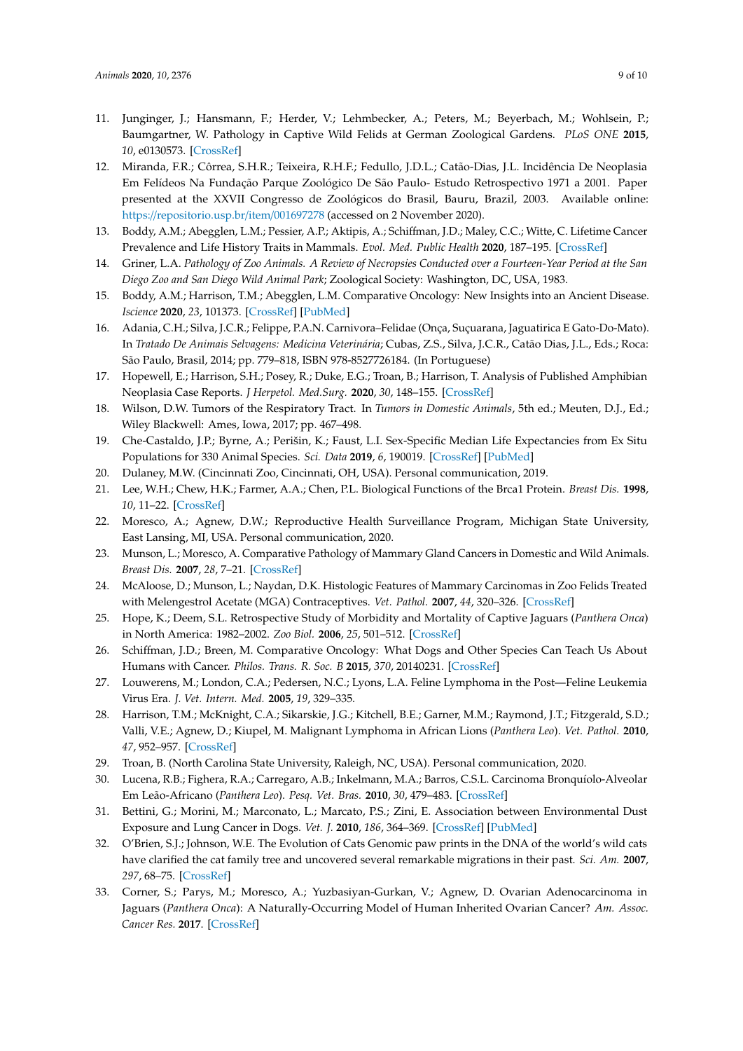11. Junginger, J.; Hansmann, F.; Herder, V.; Lehmbecker, A.; Peters, M.; Beyerbach, M.; Wohlsein, P.; Baumgartner, W. Pathology in Captive Wild Felids at German Zoological Gardens. *PLoS ONE* **2015**, *10*, e0130573. [CrossRef]
12. Miranda, F.R.; Côrrea, S.H.R.; Teixeira, R.H.F.; Fedullo, J.D.L.; Catão-Dias, J.L. Incidência De Neoplasia Em Felídeos Na Fundação Parque Zoológico De São Paulo- Estudo Retrospectivo 1971 a 2001. Paper presented at the XXVII Congresso de Zoológicos do Brasil, Bauru, Brazil, 2003. Available online: https://repositorio.usp.br/item/001697278 (accessed on 2 November 2020).
13. Boddy, A.M.; Abegglen, L.M.; Pessier, A.P.; Aktipis, A.; Schiffman, J.D.; Maley, C.C.; Witte, C. Lifetime Cancer Prevalence and Life History Traits in Mammals. *Evol. Med. Public Health* **2020**, 187–195. [CrossRef]
14. Griner, L.A. *Pathology of Zoo Animals. A Review of Necropsies Conducted over a Fourteen-Year Period at the San Diego Zoo and San Diego Wild Animal Park*; Zoological Society: Washington, DC, USA, 1983.
15. Boddy, A.M.; Harrison, T.M.; Abegglen, L.M. Comparative Oncology: New Insights into an Ancient Disease. *Iscience* **2020**, *23*, 101373. [CrossRef] [PubMed]
16. Adania, C.H.; Silva, J.C.R.; Felippe, P.A.N. Carnivora–Felidae (Onça, Suçuarana, Jaguatirica E Gato-Do-Mato). In *Tratado De Animais Selvagens: Medicina Veterinária*; Cubas, Z.S., Silva, J.C.R., Catão Dias, J.L., Eds.; Roca: São Paulo, Brasil, 2014; pp. 779–818, ISBN 978-8527726184. (In Portuguese)
17. Hopewell, E.; Harrison, S.H.; Posey, R.; Duke, E.G.; Troan, B.; Harrison, T. Analysis of Published Amphibian Neoplasia Case Reports. *J Herpetol. Med.Surg.* **2020**, *30*, 148–155. [CrossRef]
18. Wilson, D.W. Tumors of the Respiratory Tract. In *Tumors in Domestic Animals*, 5th ed.; Meuten, D.J., Ed.; Wiley Blackwell: Ames, Iowa, 2017; pp. 467–498.
19. Che-Castaldo, J.P.; Byrne, A.; Perišin, K.; Faust, L.I. Sex-Specific Median Life Expectancies from Ex Situ Populations for 330 Animal Species. *Sci. Data* **2019**, *6*, 190019. [CrossRef] [PubMed]
20. Dulaney, M.W. (Cincinnati Zoo, Cincinnati, OH, USA). Personal communication, 2019.
21. Lee, W.H.; Chew, H.K.; Farmer, A.A.; Chen, P.L. Biological Functions of the Brca1 Protein. *Breast Dis.* **1998**, *10*, 11–22. [CrossRef]
22. Moresco, A.; Agnew, D.W.; Reproductive Health Surveillance Program, Michigan State University, East Lansing, MI, USA. Personal communication, 2020.
23. Munson, L.; Moresco, A. Comparative Pathology of Mammary Gland Cancers in Domestic and Wild Animals. *Breast Dis.* **2007**, *28*, 7–21. [CrossRef]
24. McAloose, D.; Munson, L.; Naydan, D.K. Histologic Features of Mammary Carcinomas in Zoo Felids Treated with Melengestrol Acetate (MGA) Contraceptives. *Vet. Pathol.* **2007**, *44*, 320–326. [CrossRef]
25. Hope, K.; Deem, S.L. Retrospective Study of Morbidity and Mortality of Captive Jaguars (*Panthera Onca*) in North America: 1982–2002. *Zoo Biol.* **2006**, *25*, 501–512. [CrossRef]
26. Schiffman, J.D.; Breen, M. Comparative Oncology: What Dogs and Other Species Can Teach Us About Humans with Cancer. *Philos. Trans. R. Soc. B* **2015**, *370*, 20140231. [CrossRef]
27. Louwerens, M.; London, C.A.; Pedersen, N.C.; Lyons, L.A. Feline Lymphoma in the Post—Feline Leukemia Virus Era. *J. Vet. Intern. Med.* **2005**, *19*, 329–335.
28. Harrison, T.M.; McKnight, C.A.; Sikarskie, J.G.; Kitchell, B.E.; Garner, M.M.; Raymond, J.T.; Fitzgerald, S.D.; Valli, V.E.; Agnew, D.; Kiupel, M. Malignant Lymphoma in African Lions (*Panthera Leo*). *Vet. Pathol.* **2010**, *47*, 952–957. [CrossRef]
29. Troan, B. (North Carolina State University, Raleigh, NC, USA). Personal communication, 2020.
30. Lucena, R.B.; Fighera, R.A.; Carregaro, A.B.; Inkelmann, M.A.; Barros, C.S.L. Carcinoma Bronquíolo-Alveolar Em Leão-Africano (*Panthera Leo*). *Pesq. Vet. Bras.* **2010**, *30*, 479–483. [CrossRef]
31. Bettini, G.; Morini, M.; Marconato, L.; Marcato, P.S.; Zini, E. Association between Environmental Dust Exposure and Lung Cancer in Dogs. *Vet. J.* **2010**, *186*, 364–369. [CrossRef] [PubMed]
32. O'Brien, S.J.; Johnson, W.E. The Evolution of Cats Genomic paw prints in the DNA of the world's wild cats have clarified the cat family tree and uncovered several remarkable migrations in their past. *Sci. Am.* **2007**, *297*, 68–75. [CrossRef]
33. Corner, S.; Parys, M.; Moresco, A.; Yuzbasiyan-Gurkan, V.; Agnew, D. Ovarian Adenocarcinoma in Jaguars (*Panthera Onca*): A Naturally-Occurring Model of Human Inherited Ovarian Cancer? *Am. Assoc. Cancer Res.* **2017**. [CrossRef]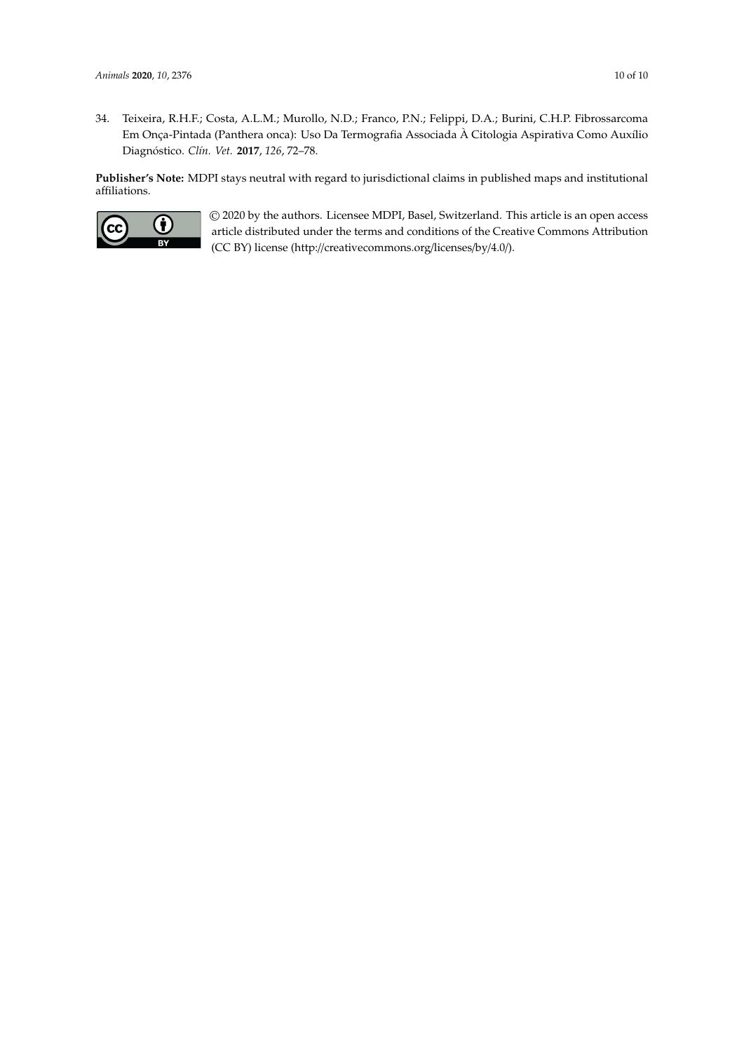34. Teixeira, R.H.F.; Costa, A.L.M.; Murollo, N.D.; Franco, P.N.; Felippi, D.A.; Burini, C.H.P. Fibrossarcoma Em Onça-Pintada (Panthera onca): Uso Da Termografia Associada À Citologia Aspirativa Como Auxílio Diagnóstico. *Clín. Vet.* **2017**, *126*, 72–78.

**Publisher's Note:** MDPI stays neutral with regard to jurisdictional claims in published maps and institutional affiliations.

© 2020 by the authors. Licensee MDPI, Basel, Switzerland. This article is an open access article distributed under the terms and conditions of the Creative Commons Attribution (CC BY) license (http://creativecommons.org/licenses/by/4.0/).